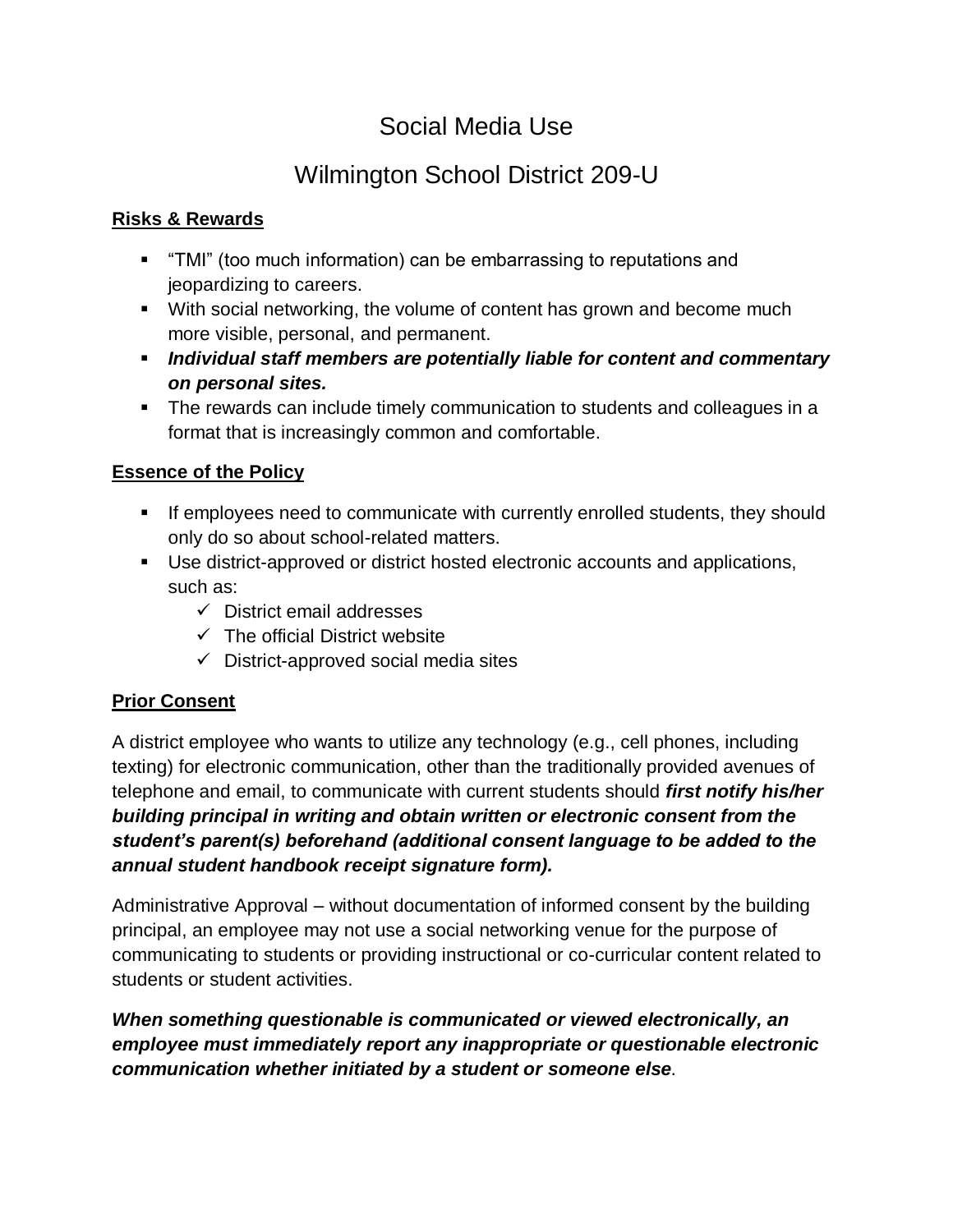# Social Media Use

# Wilmington School District 209-U

## Risks & Rewards

- "TMI" (too much information) can be embarrassing to reputations and jeopardizing to careers.
- With social networking, the volume of content has grown and become much more visible, personal, and permanent.
- ***Individual staff members are potentially liable for content and commentary on personal sites.***
- The rewards can include timely communication to students and colleagues in a format that is increasingly common and comfortable.

## Essence of the Policy

- If employees need to communicate with currently enrolled students, they should only do so about school-related matters.
- Use district-approved or district hosted electronic accounts and applications, such as:
  - ✓ District email addresses
  - ✓ The official District website
  - ✓ District-approved social media sites

## Prior Consent

A district employee who wants to utilize any technology (e.g., cell phones, including texting) for electronic communication, other than the traditionally provided avenues of telephone and email, to communicate with current students should ***first notify his/her building principal in writing and obtain written or electronic consent from the student's parent(s) beforehand (additional consent language to be added to the annual student handbook receipt signature form).***

Administrative Approval – without documentation of informed consent by the building principal, an employee may not use a social networking venue for the purpose of communicating to students or providing instructional or co-curricular content related to students or student activities.

***When something questionable is communicated or viewed electronically, an employee must immediately report any inappropriate or questionable electronic communication whether initiated by a student or someone else.***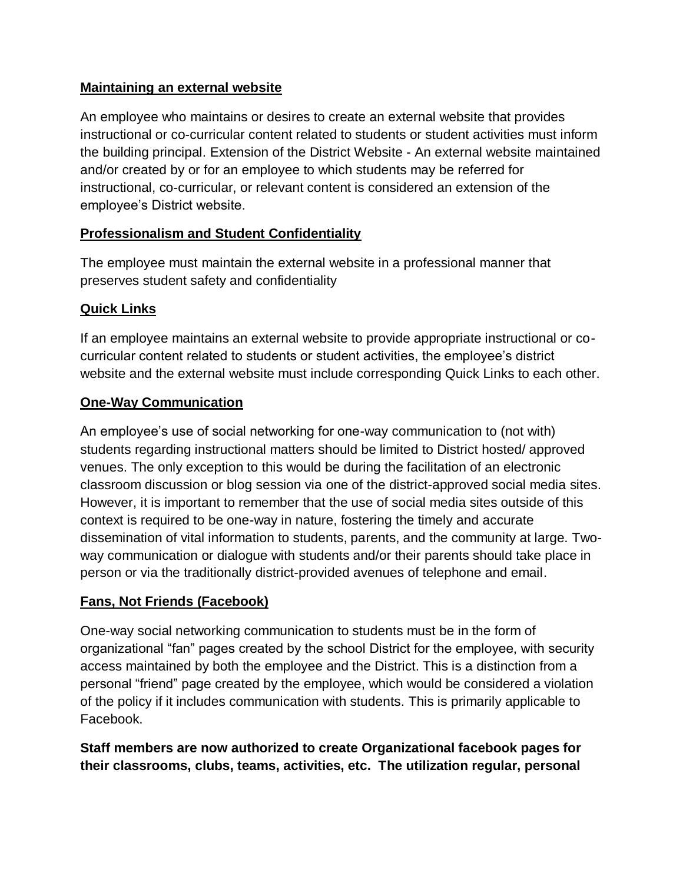**Maintaining an external website**

An employee who maintains or desires to create an external website that provides instructional or co-curricular content related to students or student activities must inform the building principal. Extension of the District Website - An external website maintained and/or created by or for an employee to which students may be referred for instructional, co-curricular, or relevant content is considered an extension of the employee's District website.

**Professionalism and Student Confidentiality**

The employee must maintain the external website in a professional manner that preserves student safety and confidentiality

**Quick Links**

If an employee maintains an external website to provide appropriate instructional or co-curricular content related to students or student activities, the employee's district website and the external website must include corresponding Quick Links to each other.

**One-Way Communication**

An employee's use of social networking for one-way communication to (not with) students regarding instructional matters should be limited to District hosted/ approved venues. The only exception to this would be during the facilitation of an electronic classroom discussion or blog session via one of the district-approved social media sites. However, it is important to remember that the use of social media sites outside of this context is required to be one-way in nature, fostering the timely and accurate dissemination of vital information to students, parents, and the community at large. Two-way communication or dialogue with students and/or their parents should take place in person or via the traditionally district-provided avenues of telephone and email.

**Fans, Not Friends (Facebook)**

One-way social networking communication to students must be in the form of organizational "fan" pages created by the school District for the employee, with security access maintained by both the employee and the District. This is a distinction from a personal "friend" page created by the employee, which would be considered a violation of the policy if it includes communication with students. This is primarily applicable to Facebook.

**Staff members are now authorized to create Organizational facebook pages for their classrooms, clubs, teams, activities, etc. The utilization regular, personal**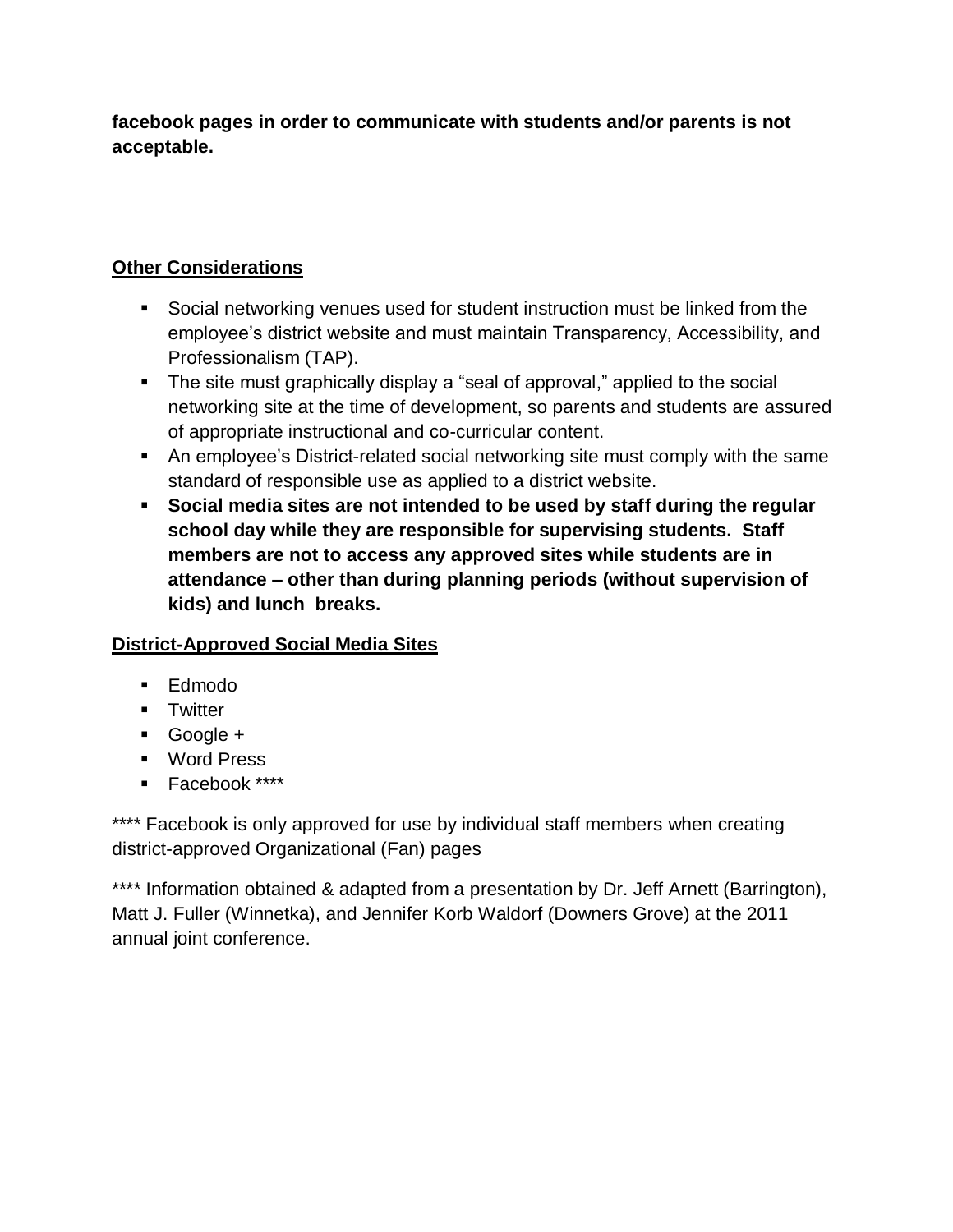**facebook pages in order to communicate with students and/or parents is not acceptable.**

**Other Considerations**

- Social networking venues used for student instruction must be linked from the employee's district website and must maintain Transparency, Accessibility, and Professionalism (TAP).
- The site must graphically display a "seal of approval," applied to the social networking site at the time of development, so parents and students are assured of appropriate instructional and co-curricular content.
- An employee's District-related social networking site must comply with the same standard of responsible use as applied to a district website.
- **Social media sites are not intended to be used by staff during the regular school day while they are responsible for supervising students. Staff members are not to access any approved sites while students are in attendance – other than during planning periods (without supervision of kids) and lunch breaks.**

**District-Approved Social Media Sites**

- Edmodo
- Twitter
- Google +
- Word Press
- Facebook ****

**** Facebook is only approved for use by individual staff members when creating district-approved Organizational (Fan) pages

**** Information obtained & adapted from a presentation by Dr. Jeff Arnett (Barrington), Matt J. Fuller (Winnetka), and Jennifer Korb Waldorf (Downers Grove) at the 2011 annual joint conference.